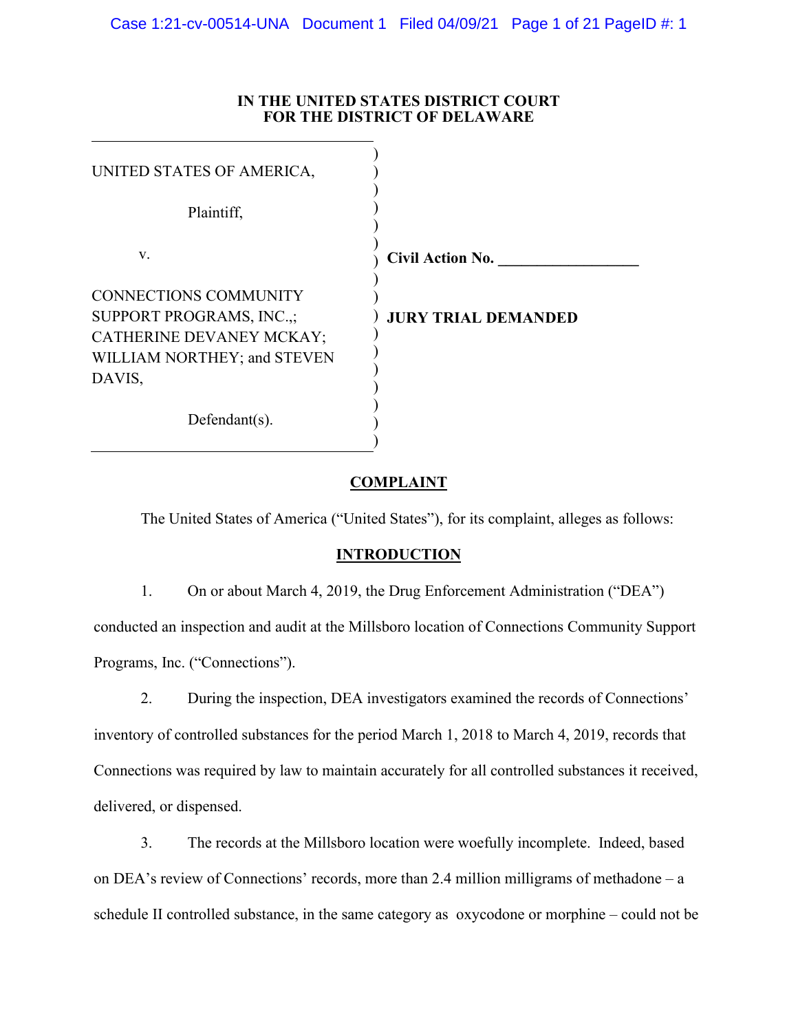**IN THE UNITED STATES DISTRICT COURT**
**FOR THE DISTRICT OF DELAWARE**

| | |
|---|---|
| UNITED STATES OF AMERICA,<br><br>Plaintiff,<br><br>v.<br><br>CONNECTIONS COMMUNITY SUPPORT PROGRAMS, INC.,; CATHERINE DEVANEY MCKAY; WILLIAM NORTHEY; and STEVEN DAVIS,<br><br>Defendant(s). | **Civil Action No. \_\_\_\_\_\_\_\_\_\_\_\_\_\_\_\_\_\_**<br><br>**JURY TRIAL DEMANDED** |

## COMPLAINT

The United States of America ("United States"), for its complaint, alleges as follows:

## INTRODUCTION

1. On or about March 4, 2019, the Drug Enforcement Administration ("DEA") conducted an inspection and audit at the Millsboro location of Connections Community Support Programs, Inc. ("Connections").

2. During the inspection, DEA investigators examined the records of Connections' inventory of controlled substances for the period March 1, 2018 to March 4, 2019, records that Connections was required by law to maintain accurately for all controlled substances it received, delivered, or dispensed.

3. The records at the Millsboro location were woefully incomplete. Indeed, based on DEA's review of Connections' records, more than 2.4 million milligrams of methadone – a schedule II controlled substance, in the same category as oxycodone or morphine – could not be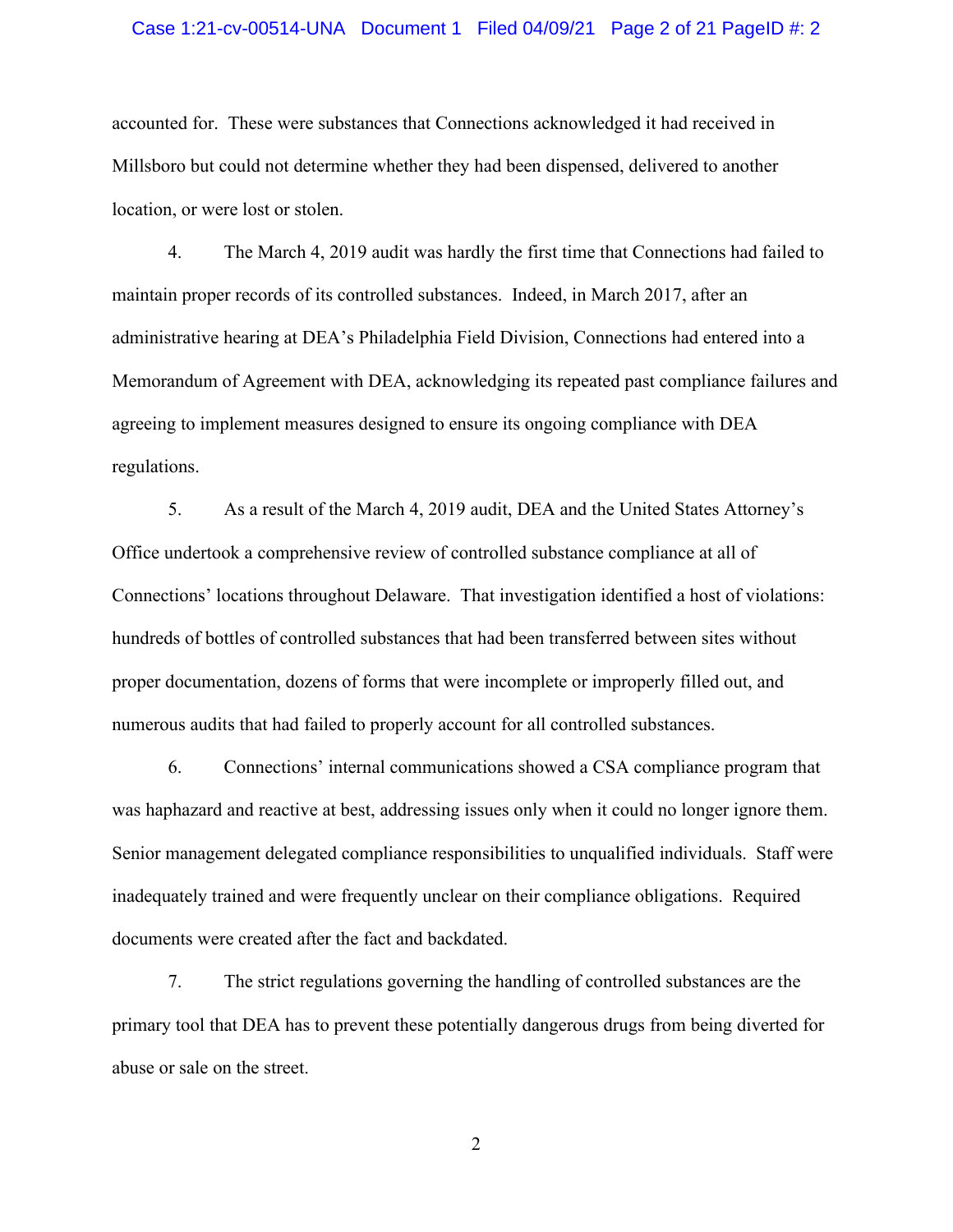accounted for. These were substances that Connections acknowledged it had received in Millsboro but could not determine whether they had been dispensed, delivered to another location, or were lost or stolen.

4. The March 4, 2019 audit was hardly the first time that Connections had failed to maintain proper records of its controlled substances. Indeed, in March 2017, after an administrative hearing at DEA's Philadelphia Field Division, Connections had entered into a Memorandum of Agreement with DEA, acknowledging its repeated past compliance failures and agreeing to implement measures designed to ensure its ongoing compliance with DEA regulations.

5. As a result of the March 4, 2019 audit, DEA and the United States Attorney's Office undertook a comprehensive review of controlled substance compliance at all of Connections' locations throughout Delaware. That investigation identified a host of violations: hundreds of bottles of controlled substances that had been transferred between sites without proper documentation, dozens of forms that were incomplete or improperly filled out, and numerous audits that had failed to properly account for all controlled substances.

6. Connections' internal communications showed a CSA compliance program that was haphazard and reactive at best, addressing issues only when it could no longer ignore them. Senior management delegated compliance responsibilities to unqualified individuals. Staff were inadequately trained and were frequently unclear on their compliance obligations. Required documents were created after the fact and backdated.

7. The strict regulations governing the handling of controlled substances are the primary tool that DEA has to prevent these potentially dangerous drugs from being diverted for abuse or sale on the street.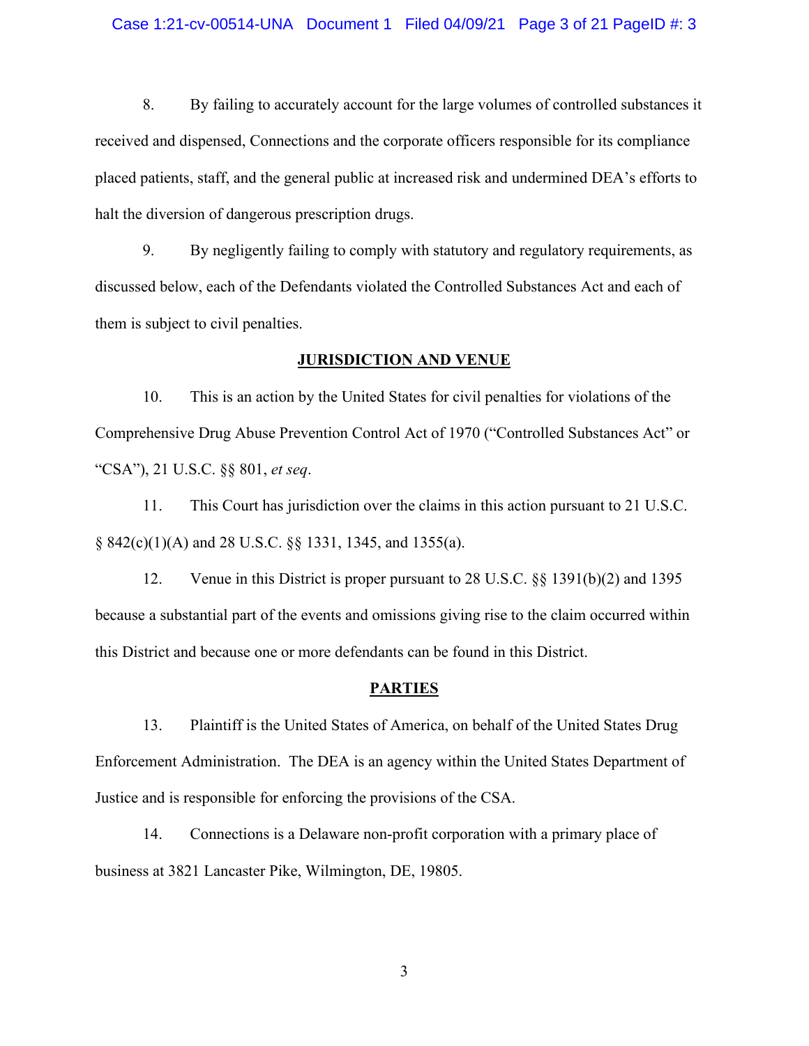8. By failing to accurately account for the large volumes of controlled substances it received and dispensed, Connections and the corporate officers responsible for its compliance placed patients, staff, and the general public at increased risk and undermined DEA's efforts to halt the diversion of dangerous prescription drugs.

9. By negligently failing to comply with statutory and regulatory requirements, as discussed below, each of the Defendants violated the Controlled Substances Act and each of them is subject to civil penalties.

## JURISDICTION AND VENUE

10. This is an action by the United States for civil penalties for violations of the Comprehensive Drug Abuse Prevention Control Act of 1970 ("Controlled Substances Act" or "CSA"), 21 U.S.C. §§ 801, *et seq*.

11. This Court has jurisdiction over the claims in this action pursuant to 21 U.S.C. § 842(c)(1)(A) and 28 U.S.C. §§ 1331, 1345, and 1355(a).

12. Venue in this District is proper pursuant to 28 U.S.C. §§ 1391(b)(2) and 1395 because a substantial part of the events and omissions giving rise to the claim occurred within this District and because one or more defendants can be found in this District.

## PARTIES

13. Plaintiff is the United States of America, on behalf of the United States Drug Enforcement Administration. The DEA is an agency within the United States Department of Justice and is responsible for enforcing the provisions of the CSA.

14. Connections is a Delaware non-profit corporation with a primary place of business at 3821 Lancaster Pike, Wilmington, DE, 19805.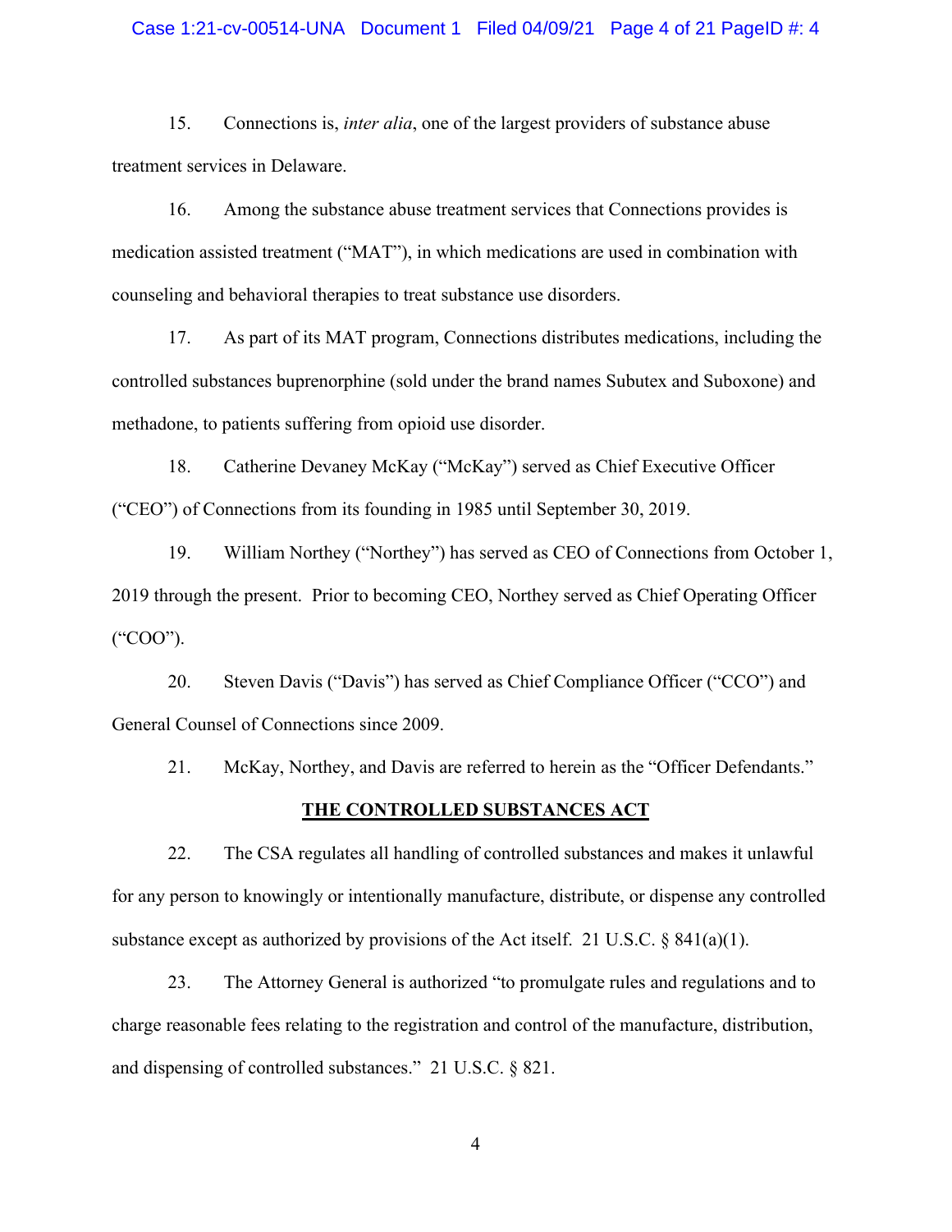15. Connections is, *inter alia*, one of the largest providers of substance abuse treatment services in Delaware.

16. Among the substance abuse treatment services that Connections provides is medication assisted treatment ("MAT"), in which medications are used in combination with counseling and behavioral therapies to treat substance use disorders.

17. As part of its MAT program, Connections distributes medications, including the controlled substances buprenorphine (sold under the brand names Subutex and Suboxone) and methadone, to patients suffering from opioid use disorder.

18. Catherine Devaney McKay ("McKay") served as Chief Executive Officer ("CEO") of Connections from its founding in 1985 until September 30, 2019.

19. William Northey ("Northey") has served as CEO of Connections from October 1, 2019 through the present. Prior to becoming CEO, Northey served as Chief Operating Officer ("COO").

20. Steven Davis ("Davis") has served as Chief Compliance Officer ("CCO") and General Counsel of Connections since 2009.

21. McKay, Northey, and Davis are referred to herein as the "Officer Defendants."

## THE CONTROLLED SUBSTANCES ACT

22. The CSA regulates all handling of controlled substances and makes it unlawful for any person to knowingly or intentionally manufacture, distribute, or dispense any controlled substance except as authorized by provisions of the Act itself. 21 U.S.C. § 841(a)(1).

23. The Attorney General is authorized "to promulgate rules and regulations and to charge reasonable fees relating to the registration and control of the manufacture, distribution, and dispensing of controlled substances." 21 U.S.C. § 821.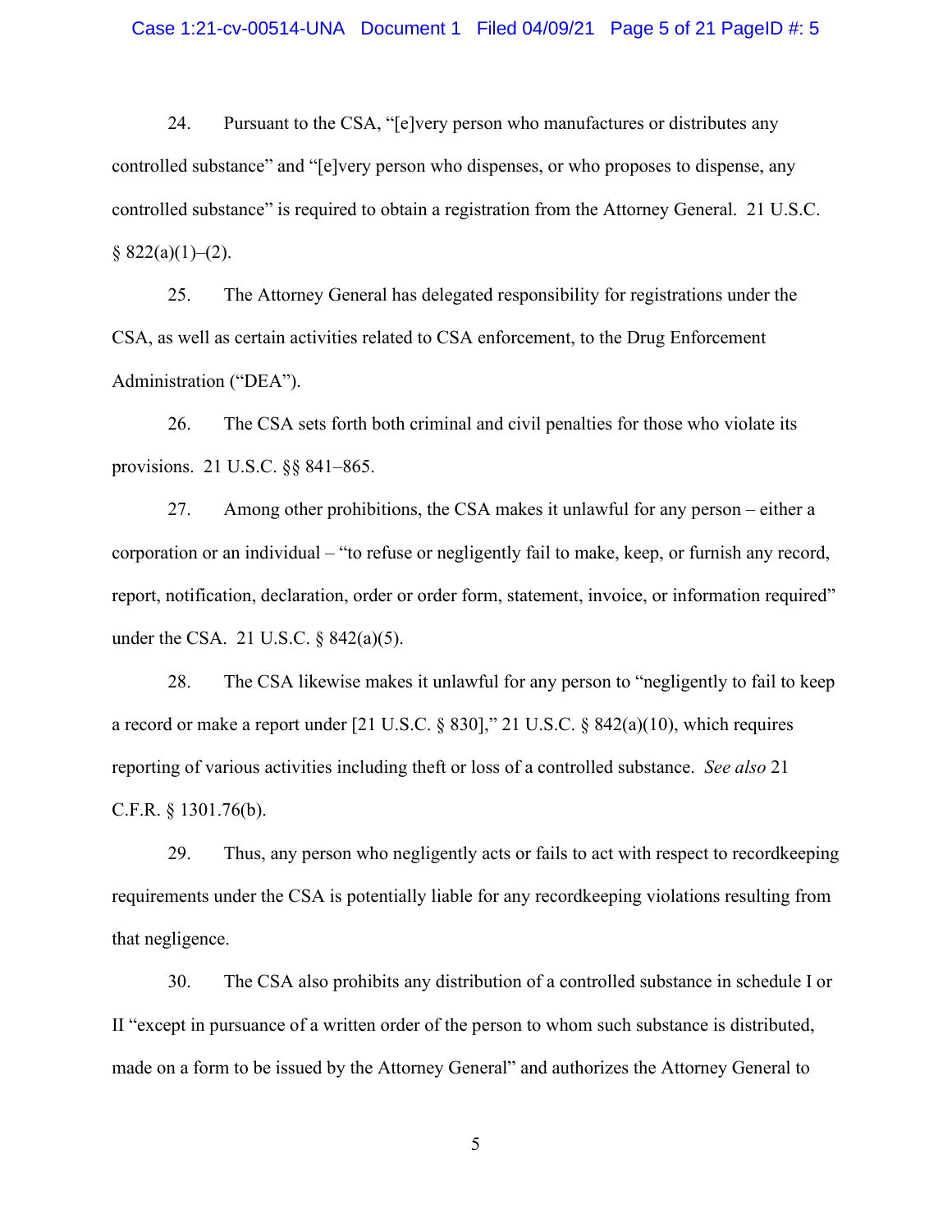24. Pursuant to the CSA, "[e]very person who manufactures or distributes any controlled substance" and "[e]very person who dispenses, or who proposes to dispense, any controlled substance" is required to obtain a registration from the Attorney General. 21 U.S.C. § 822(a)(1)–(2).

25. The Attorney General has delegated responsibility for registrations under the CSA, as well as certain activities related to CSA enforcement, to the Drug Enforcement Administration ("DEA").

26. The CSA sets forth both criminal and civil penalties for those who violate its provisions. 21 U.S.C. §§ 841–865.

27. Among other prohibitions, the CSA makes it unlawful for any person – either a corporation or an individual – "to refuse or negligently fail to make, keep, or furnish any record, report, notification, declaration, order or order form, statement, invoice, or information required" under the CSA. 21 U.S.C. § 842(a)(5).

28. The CSA likewise makes it unlawful for any person to "negligently to fail to keep a record or make a report under [21 U.S.C. § 830]," 21 U.S.C. § 842(a)(10), which requires reporting of various activities including theft or loss of a controlled substance. *See also* 21 C.F.R. § 1301.76(b).

29. Thus, any person who negligently acts or fails to act with respect to recordkeeping requirements under the CSA is potentially liable for any recordkeeping violations resulting from that negligence.

30. The CSA also prohibits any distribution of a controlled substance in schedule I or II "except in pursuance of a written order of the person to whom such substance is distributed, made on a form to be issued by the Attorney General" and authorizes the Attorney General to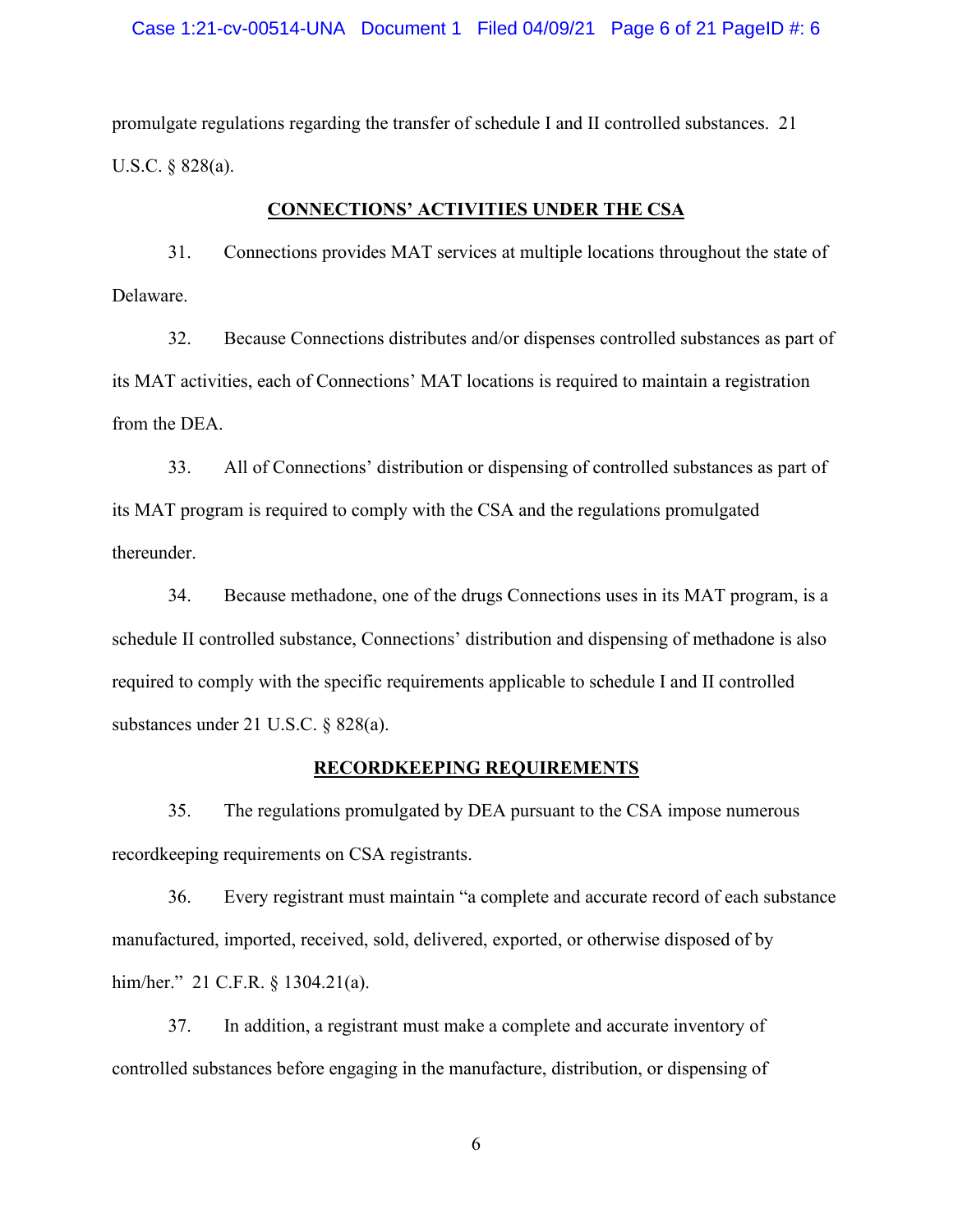promulgate regulations regarding the transfer of schedule I and II controlled substances. 21 U.S.C. § 828(a).

## CONNECTIONS' ACTIVITIES UNDER THE CSA

31. Connections provides MAT services at multiple locations throughout the state of Delaware.

32. Because Connections distributes and/or dispenses controlled substances as part of its MAT activities, each of Connections' MAT locations is required to maintain a registration from the DEA.

33. All of Connections' distribution or dispensing of controlled substances as part of its MAT program is required to comply with the CSA and the regulations promulgated thereunder.

34. Because methadone, one of the drugs Connections uses in its MAT program, is a schedule II controlled substance, Connections' distribution and dispensing of methadone is also required to comply with the specific requirements applicable to schedule I and II controlled substances under 21 U.S.C. § 828(a).

## RECORDKEEPING REQUIREMENTS

35. The regulations promulgated by DEA pursuant to the CSA impose numerous recordkeeping requirements on CSA registrants.

36. Every registrant must maintain "a complete and accurate record of each substance manufactured, imported, received, sold, delivered, exported, or otherwise disposed of by him/her." 21 C.F.R. § 1304.21(a).

37. In addition, a registrant must make a complete and accurate inventory of controlled substances before engaging in the manufacture, distribution, or dispensing of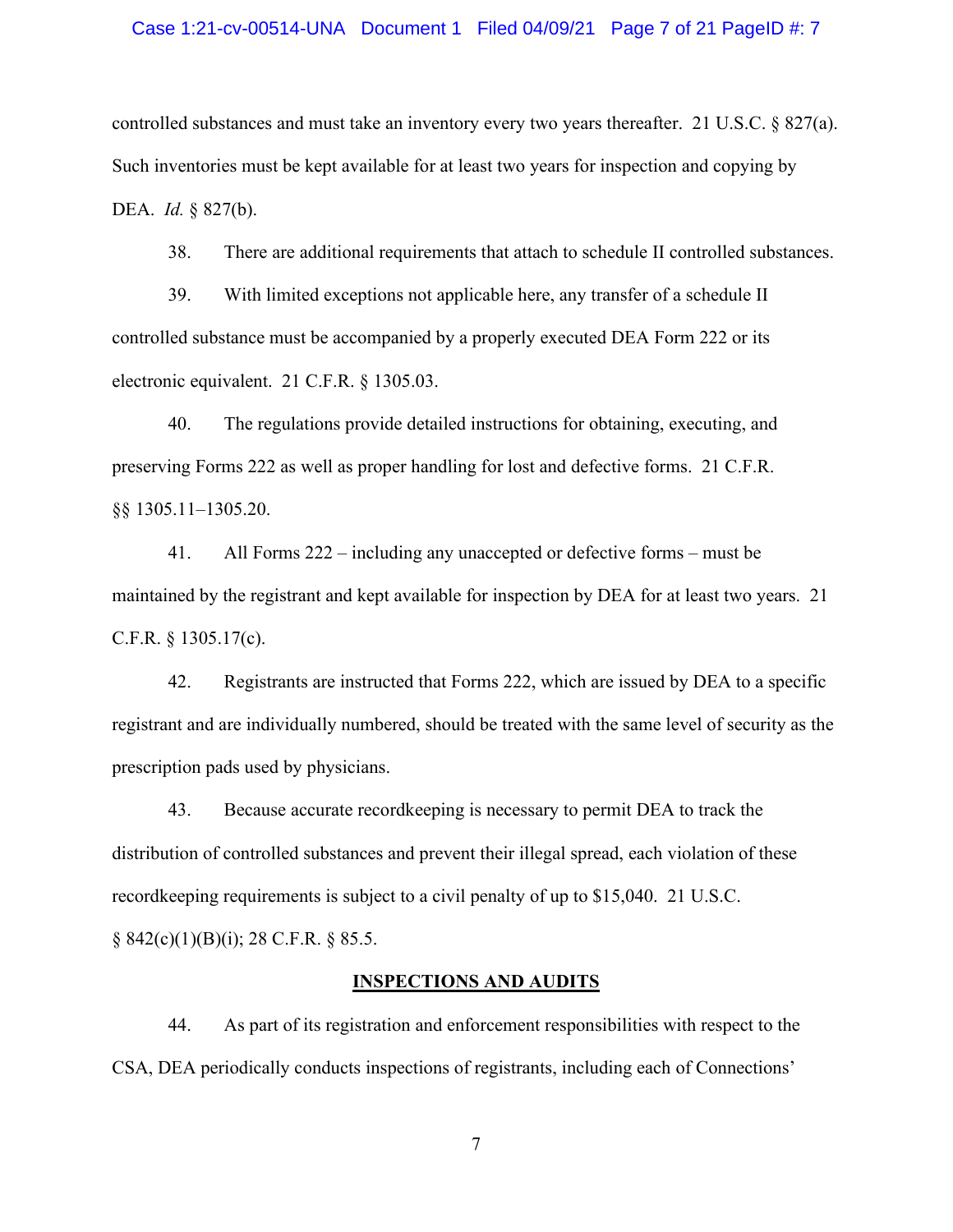controlled substances and must take an inventory every two years thereafter. 21 U.S.C. § 827(a). Such inventories must be kept available for at least two years for inspection and copying by DEA. *Id.* § 827(b).

38. There are additional requirements that attach to schedule II controlled substances.

39. With limited exceptions not applicable here, any transfer of a schedule II controlled substance must be accompanied by a properly executed DEA Form 222 or its electronic equivalent. 21 C.F.R. § 1305.03.

40. The regulations provide detailed instructions for obtaining, executing, and preserving Forms 222 as well as proper handling for lost and defective forms. 21 C.F.R. §§ 1305.11–1305.20.

41. All Forms 222 – including any unaccepted or defective forms – must be maintained by the registrant and kept available for inspection by DEA for at least two years. 21 C.F.R. § 1305.17(c).

42. Registrants are instructed that Forms 222, which are issued by DEA to a specific registrant and are individually numbered, should be treated with the same level of security as the prescription pads used by physicians.

43. Because accurate recordkeeping is necessary to permit DEA to track the distribution of controlled substances and prevent their illegal spread, each violation of these recordkeeping requirements is subject to a civil penalty of up to $15,040. 21 U.S.C. § 842(c)(1)(B)(i); 28 C.F.R. § 85.5.

## INSPECTIONS AND AUDITS

44. As part of its registration and enforcement responsibilities with respect to the CSA, DEA periodically conducts inspections of registrants, including each of Connections'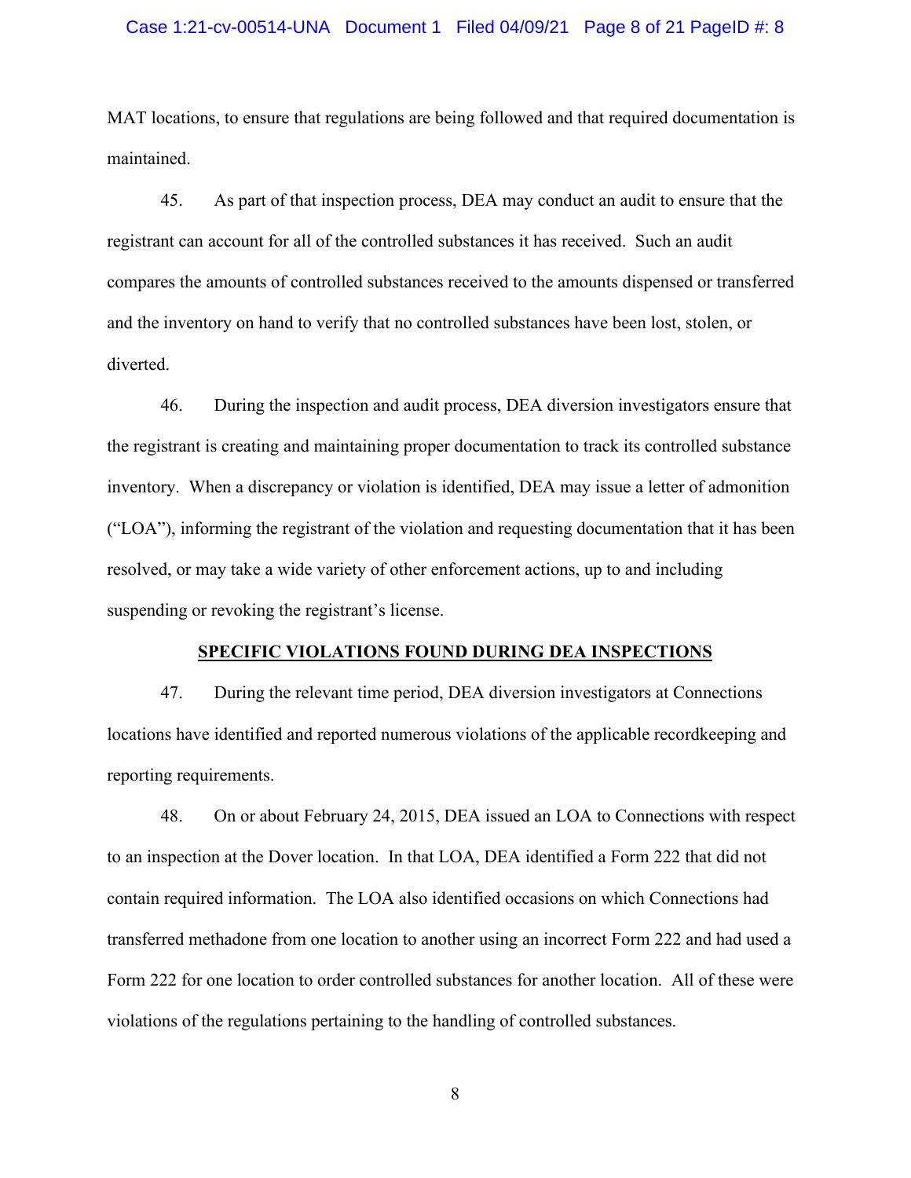MAT locations, to ensure that regulations are being followed and that required documentation is maintained.

45. As part of that inspection process, DEA may conduct an audit to ensure that the registrant can account for all of the controlled substances it has received. Such an audit compares the amounts of controlled substances received to the amounts dispensed or transferred and the inventory on hand to verify that no controlled substances have been lost, stolen, or diverted.

46. During the inspection and audit process, DEA diversion investigators ensure that the registrant is creating and maintaining proper documentation to track its controlled substance inventory. When a discrepancy or violation is identified, DEA may issue a letter of admonition ("LOA"), informing the registrant of the violation and requesting documentation that it has been resolved, or may take a wide variety of other enforcement actions, up to and including suspending or revoking the registrant's license.

**SPECIFIC VIOLATIONS FOUND DURING DEA INSPECTIONS**

47. During the relevant time period, DEA diversion investigators at Connections locations have identified and reported numerous violations of the applicable recordkeeping and reporting requirements.

48. On or about February 24, 2015, DEA issued an LOA to Connections with respect to an inspection at the Dover location. In that LOA, DEA identified a Form 222 that did not contain required information. The LOA also identified occasions on which Connections had transferred methadone from one location to another using an incorrect Form 222 and had used a Form 222 for one location to order controlled substances for another location. All of these were violations of the regulations pertaining to the handling of controlled substances.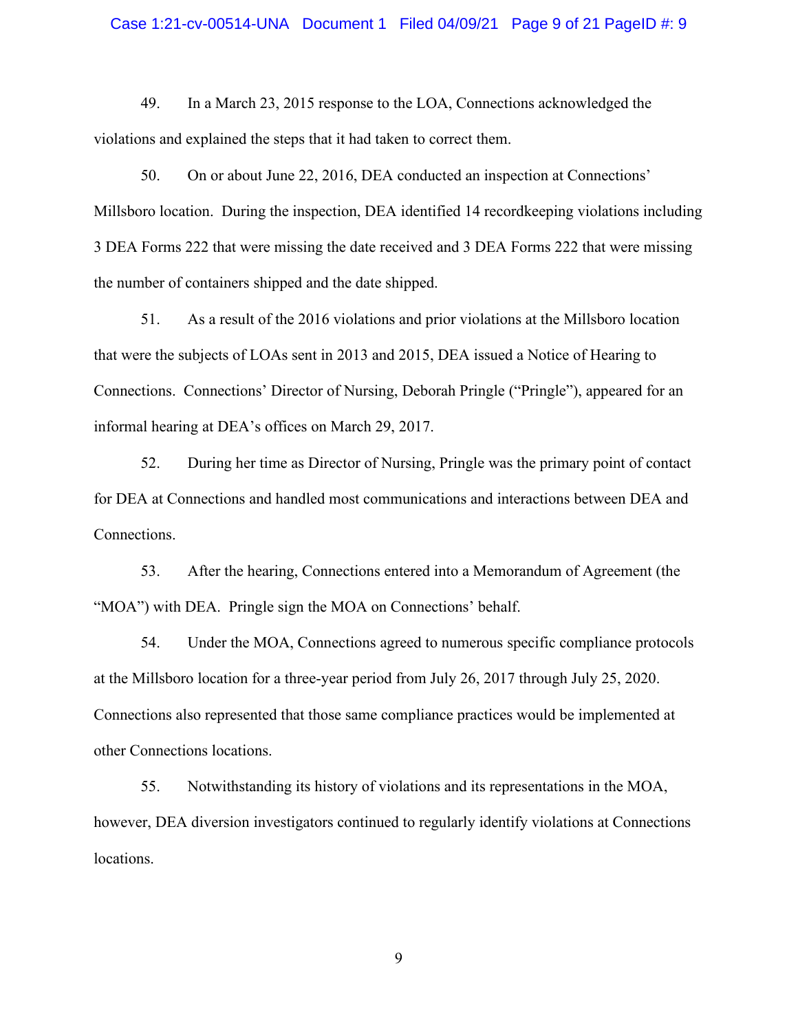49. In a March 23, 2015 response to the LOA, Connections acknowledged the violations and explained the steps that it had taken to correct them.

50. On or about June 22, 2016, DEA conducted an inspection at Connections' Millsboro location. During the inspection, DEA identified 14 recordkeeping violations including 3 DEA Forms 222 that were missing the date received and 3 DEA Forms 222 that were missing the number of containers shipped and the date shipped.

51. As a result of the 2016 violations and prior violations at the Millsboro location that were the subjects of LOAs sent in 2013 and 2015, DEA issued a Notice of Hearing to Connections. Connections' Director of Nursing, Deborah Pringle ("Pringle"), appeared for an informal hearing at DEA's offices on March 29, 2017.

52. During her time as Director of Nursing, Pringle was the primary point of contact for DEA at Connections and handled most communications and interactions between DEA and Connections.

53. After the hearing, Connections entered into a Memorandum of Agreement (the "MOA") with DEA. Pringle sign the MOA on Connections' behalf.

54. Under the MOA, Connections agreed to numerous specific compliance protocols at the Millsboro location for a three-year period from July 26, 2017 through July 25, 2020. Connections also represented that those same compliance practices would be implemented at other Connections locations.

55. Notwithstanding its history of violations and its representations in the MOA, however, DEA diversion investigators continued to regularly identify violations at Connections locations.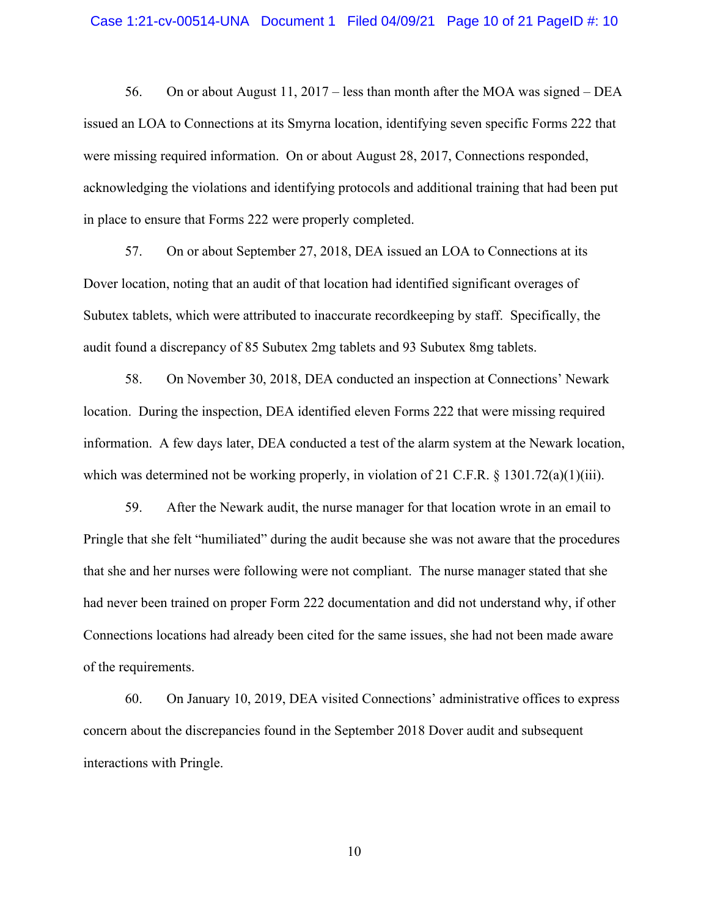56. On or about August 11, 2017 – less than month after the MOA was signed – DEA issued an LOA to Connections at its Smyrna location, identifying seven specific Forms 222 that were missing required information. On or about August 28, 2017, Connections responded, acknowledging the violations and identifying protocols and additional training that had been put in place to ensure that Forms 222 were properly completed.

57. On or about September 27, 2018, DEA issued an LOA to Connections at its Dover location, noting that an audit of that location had identified significant overages of Subutex tablets, which were attributed to inaccurate recordkeeping by staff. Specifically, the audit found a discrepancy of 85 Subutex 2mg tablets and 93 Subutex 8mg tablets.

58. On November 30, 2018, DEA conducted an inspection at Connections' Newark location. During the inspection, DEA identified eleven Forms 222 that were missing required information. A few days later, DEA conducted a test of the alarm system at the Newark location, which was determined not be working properly, in violation of 21 C.F.R. § 1301.72(a)(1)(iii).

59. After the Newark audit, the nurse manager for that location wrote in an email to Pringle that she felt "humiliated" during the audit because she was not aware that the procedures that she and her nurses were following were not compliant. The nurse manager stated that she had never been trained on proper Form 222 documentation and did not understand why, if other Connections locations had already been cited for the same issues, she had not been made aware of the requirements.

60. On January 10, 2019, DEA visited Connections' administrative offices to express concern about the discrepancies found in the September 2018 Dover audit and subsequent interactions with Pringle.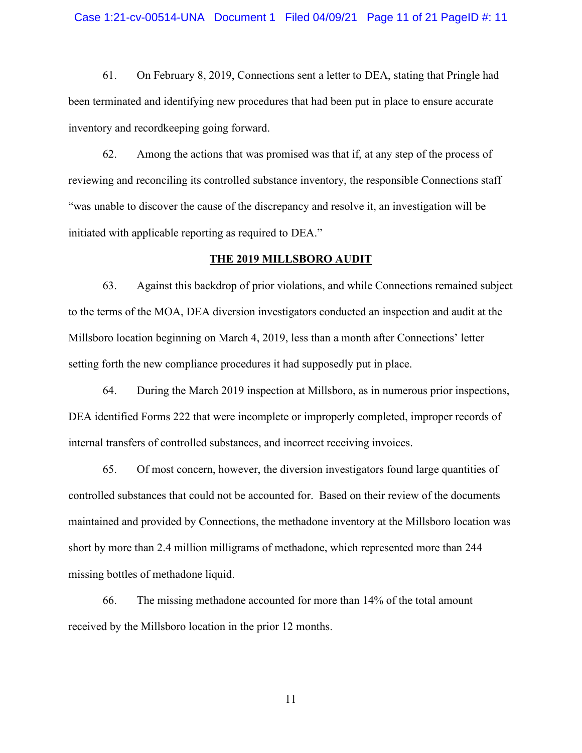61. On February 8, 2019, Connections sent a letter to DEA, stating that Pringle had been terminated and identifying new procedures that had been put in place to ensure accurate inventory and recordkeeping going forward.

62. Among the actions that was promised was that if, at any step of the process of reviewing and reconciling its controlled substance inventory, the responsible Connections staff "was unable to discover the cause of the discrepancy and resolve it, an investigation will be initiated with applicable reporting as required to DEA."

**THE 2019 MILLSBORO AUDIT**

63. Against this backdrop of prior violations, and while Connections remained subject to the terms of the MOA, DEA diversion investigators conducted an inspection and audit at the Millsboro location beginning on March 4, 2019, less than a month after Connections' letter setting forth the new compliance procedures it had supposedly put in place.

64. During the March 2019 inspection at Millsboro, as in numerous prior inspections, DEA identified Forms 222 that were incomplete or improperly completed, improper records of internal transfers of controlled substances, and incorrect receiving invoices.

65. Of most concern, however, the diversion investigators found large quantities of controlled substances that could not be accounted for. Based on their review of the documents maintained and provided by Connections, the methadone inventory at the Millsboro location was short by more than 2.4 million milligrams of methadone, which represented more than 244 missing bottles of methadone liquid.

66. The missing methadone accounted for more than 14% of the total amount received by the Millsboro location in the prior 12 months.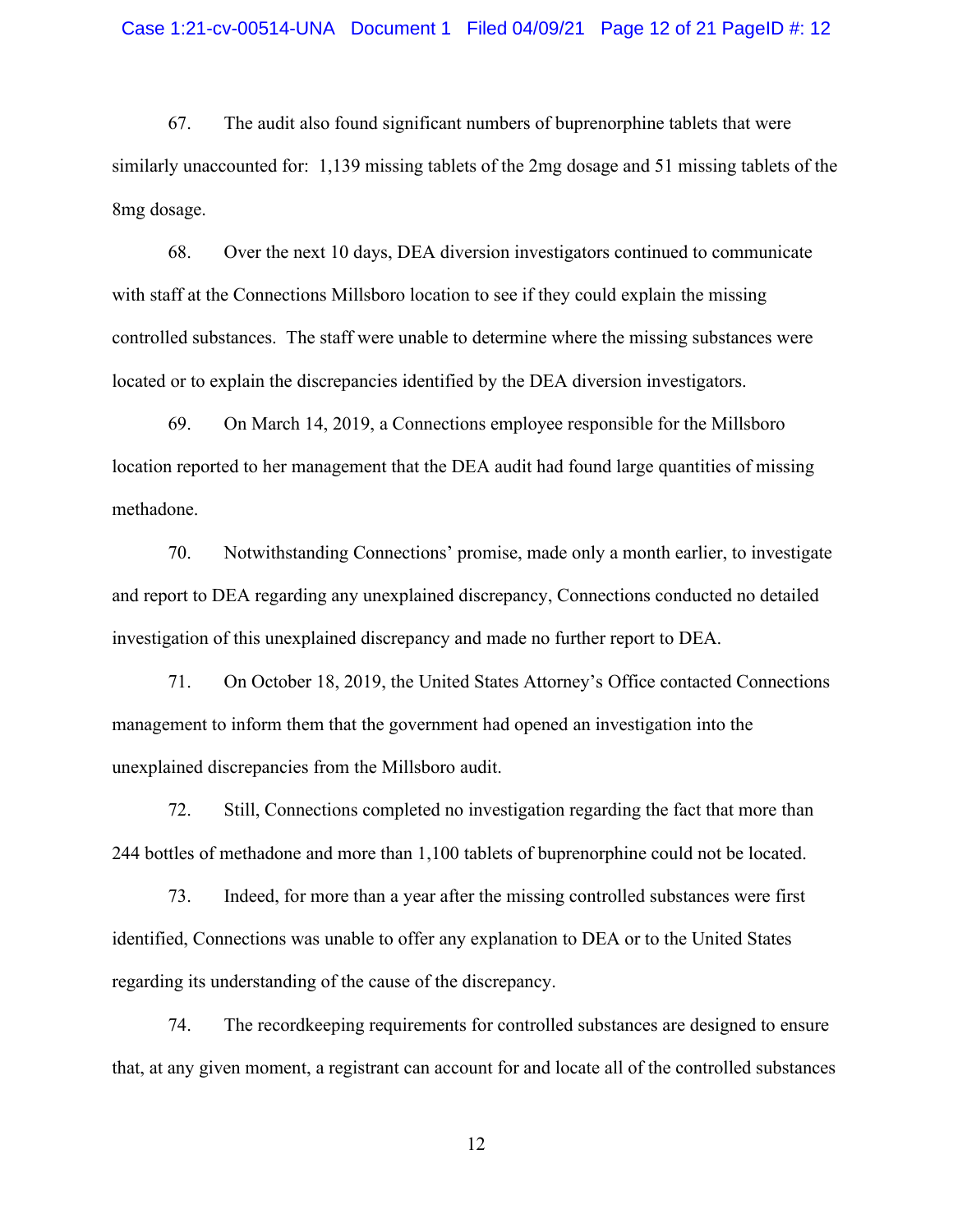67. The audit also found significant numbers of buprenorphine tablets that were similarly unaccounted for: 1,139 missing tablets of the 2mg dosage and 51 missing tablets of the 8mg dosage.

68. Over the next 10 days, DEA diversion investigators continued to communicate with staff at the Connections Millsboro location to see if they could explain the missing controlled substances. The staff were unable to determine where the missing substances were located or to explain the discrepancies identified by the DEA diversion investigators.

69. On March 14, 2019, a Connections employee responsible for the Millsboro location reported to her management that the DEA audit had found large quantities of missing methadone.

70. Notwithstanding Connections' promise, made only a month earlier, to investigate and report to DEA regarding any unexplained discrepancy, Connections conducted no detailed investigation of this unexplained discrepancy and made no further report to DEA.

71. On October 18, 2019, the United States Attorney's Office contacted Connections management to inform them that the government had opened an investigation into the unexplained discrepancies from the Millsboro audit.

72. Still, Connections completed no investigation regarding the fact that more than 244 bottles of methadone and more than 1,100 tablets of buprenorphine could not be located.

73. Indeed, for more than a year after the missing controlled substances were first identified, Connections was unable to offer any explanation to DEA or to the United States regarding its understanding of the cause of the discrepancy.

74. The recordkeeping requirements for controlled substances are designed to ensure that, at any given moment, a registrant can account for and locate all of the controlled substances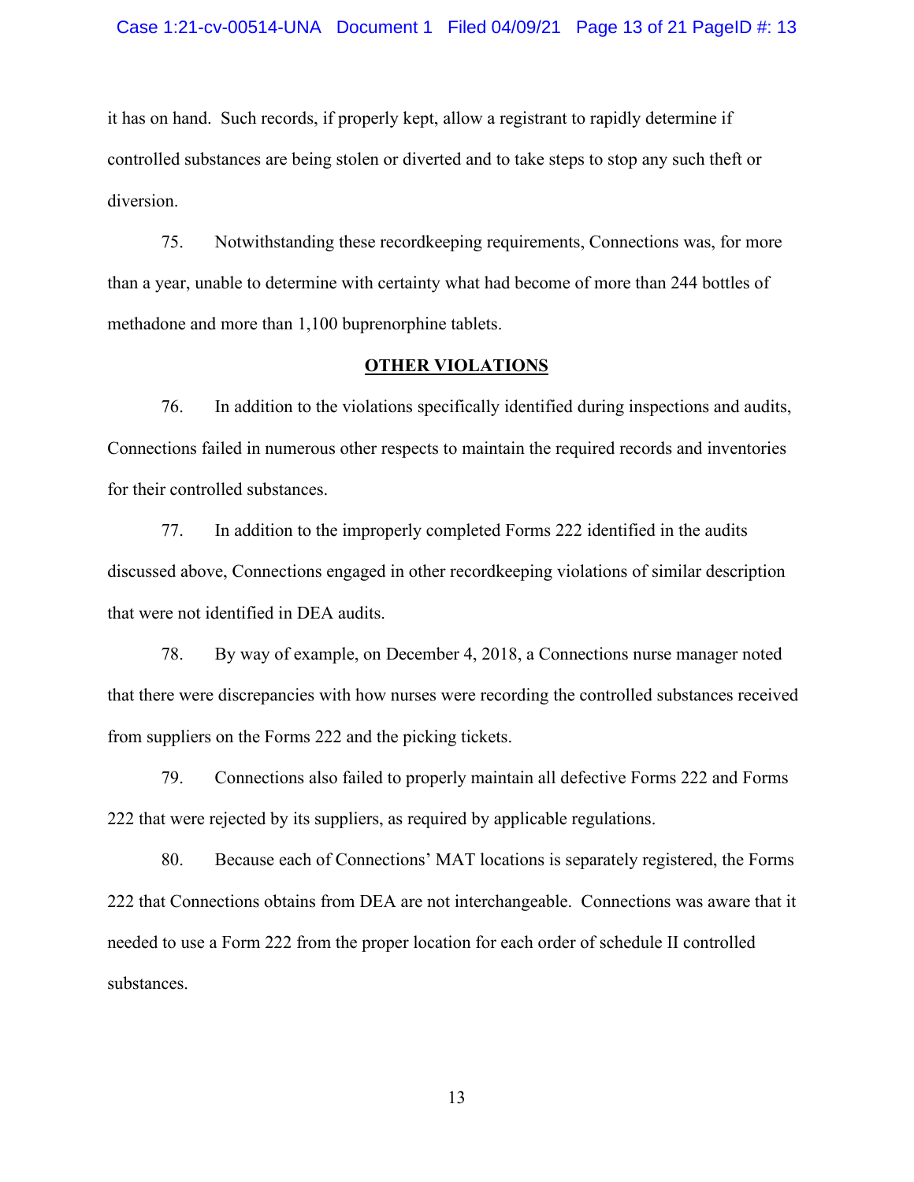it has on hand. Such records, if properly kept, allow a registrant to rapidly determine if controlled substances are being stolen or diverted and to take steps to stop any such theft or diversion.

75. Notwithstanding these recordkeeping requirements, Connections was, for more than a year, unable to determine with certainty what had become of more than 244 bottles of methadone and more than 1,100 buprenorphine tablets.

## OTHER VIOLATIONS

76. In addition to the violations specifically identified during inspections and audits, Connections failed in numerous other respects to maintain the required records and inventories for their controlled substances.

77. In addition to the improperly completed Forms 222 identified in the audits discussed above, Connections engaged in other recordkeeping violations of similar description that were not identified in DEA audits.

78. By way of example, on December 4, 2018, a Connections nurse manager noted that there were discrepancies with how nurses were recording the controlled substances received from suppliers on the Forms 222 and the picking tickets.

79. Connections also failed to properly maintain all defective Forms 222 and Forms 222 that were rejected by its suppliers, as required by applicable regulations.

80. Because each of Connections' MAT locations is separately registered, the Forms 222 that Connections obtains from DEA are not interchangeable. Connections was aware that it needed to use a Form 222 from the proper location for each order of schedule II controlled substances.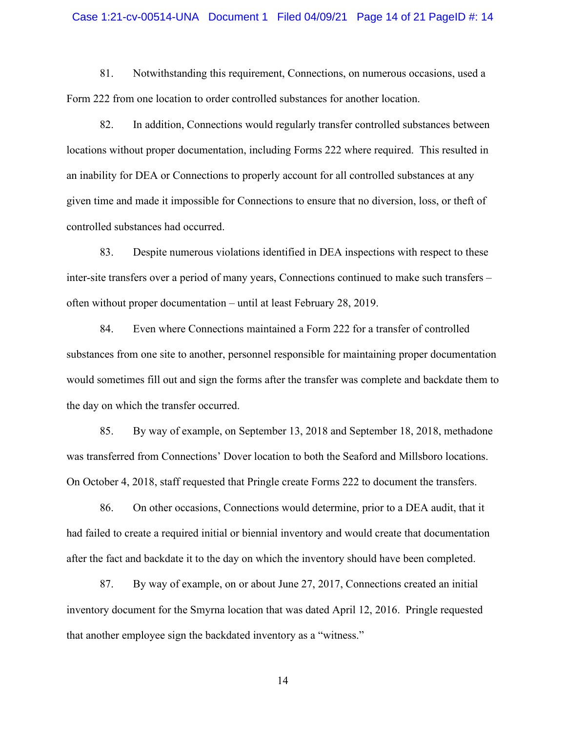81. Notwithstanding this requirement, Connections, on numerous occasions, used a Form 222 from one location to order controlled substances for another location.

82. In addition, Connections would regularly transfer controlled substances between locations without proper documentation, including Forms 222 where required. This resulted in an inability for DEA or Connections to properly account for all controlled substances at any given time and made it impossible for Connections to ensure that no diversion, loss, or theft of controlled substances had occurred.

83. Despite numerous violations identified in DEA inspections with respect to these inter-site transfers over a period of many years, Connections continued to make such transfers – often without proper documentation – until at least February 28, 2019.

84. Even where Connections maintained a Form 222 for a transfer of controlled substances from one site to another, personnel responsible for maintaining proper documentation would sometimes fill out and sign the forms after the transfer was complete and backdate them to the day on which the transfer occurred.

85. By way of example, on September 13, 2018 and September 18, 2018, methadone was transferred from Connections' Dover location to both the Seaford and Millsboro locations. On October 4, 2018, staff requested that Pringle create Forms 222 to document the transfers.

86. On other occasions, Connections would determine, prior to a DEA audit, that it had failed to create a required initial or biennial inventory and would create that documentation after the fact and backdate it to the day on which the inventory should have been completed.

87. By way of example, on or about June 27, 2017, Connections created an initial inventory document for the Smyrna location that was dated April 12, 2016. Pringle requested that another employee sign the backdated inventory as a "witness."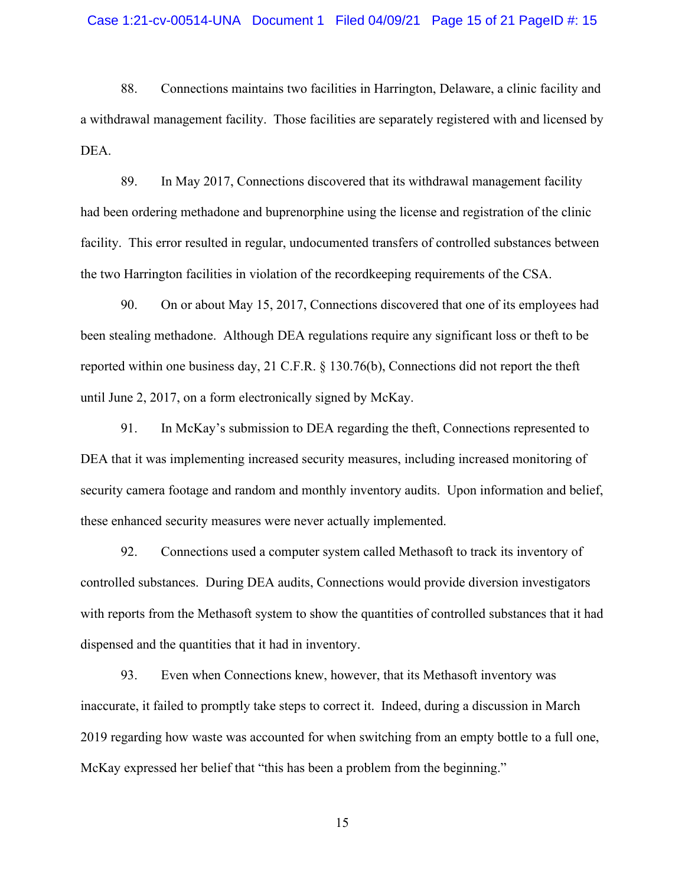88. Connections maintains two facilities in Harrington, Delaware, a clinic facility and a withdrawal management facility. Those facilities are separately registered with and licensed by DEA.

89. In May 2017, Connections discovered that its withdrawal management facility had been ordering methadone and buprenorphine using the license and registration of the clinic facility. This error resulted in regular, undocumented transfers of controlled substances between the two Harrington facilities in violation of the recordkeeping requirements of the CSA.

90. On or about May 15, 2017, Connections discovered that one of its employees had been stealing methadone. Although DEA regulations require any significant loss or theft to be reported within one business day, 21 C.F.R. § 130.76(b), Connections did not report the theft until June 2, 2017, on a form electronically signed by McKay.

91. In McKay's submission to DEA regarding the theft, Connections represented to DEA that it was implementing increased security measures, including increased monitoring of security camera footage and random and monthly inventory audits. Upon information and belief, these enhanced security measures were never actually implemented.

92. Connections used a computer system called Methasoft to track its inventory of controlled substances. During DEA audits, Connections would provide diversion investigators with reports from the Methasoft system to show the quantities of controlled substances that it had dispensed and the quantities that it had in inventory.

93. Even when Connections knew, however, that its Methasoft inventory was inaccurate, it failed to promptly take steps to correct it. Indeed, during a discussion in March 2019 regarding how waste was accounted for when switching from an empty bottle to a full one, McKay expressed her belief that "this has been a problem from the beginning."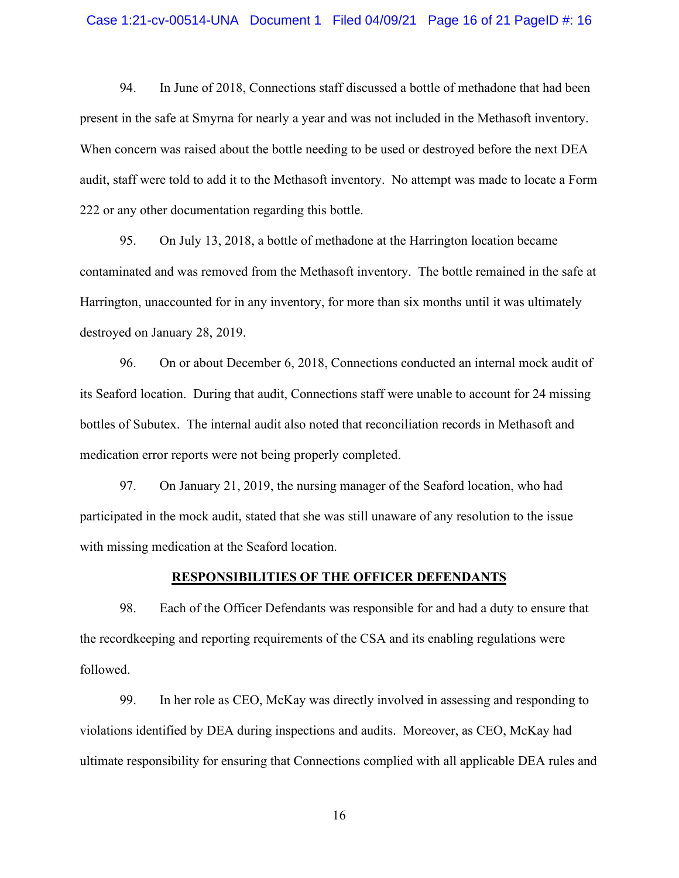94. In June of 2018, Connections staff discussed a bottle of methadone that had been present in the safe at Smyrna for nearly a year and was not included in the Methasoft inventory. When concern was raised about the bottle needing to be used or destroyed before the next DEA audit, staff were told to add it to the Methasoft inventory. No attempt was made to locate a Form 222 or any other documentation regarding this bottle.

95. On July 13, 2018, a bottle of methadone at the Harrington location became contaminated and was removed from the Methasoft inventory. The bottle remained in the safe at Harrington, unaccounted for in any inventory, for more than six months until it was ultimately destroyed on January 28, 2019.

96. On or about December 6, 2018, Connections conducted an internal mock audit of its Seaford location. During that audit, Connections staff were unable to account for 24 missing bottles of Subutex. The internal audit also noted that reconciliation records in Methasoft and medication error reports were not being properly completed.

97. On January 21, 2019, the nursing manager of the Seaford location, who had participated in the mock audit, stated that she was still unaware of any resolution to the issue with missing medication at the Seaford location.

## RESPONSIBILITIES OF THE OFFICER DEFENDANTS

98. Each of the Officer Defendants was responsible for and had a duty to ensure that the recordkeeping and reporting requirements of the CSA and its enabling regulations were followed.

99. In her role as CEO, McKay was directly involved in assessing and responding to violations identified by DEA during inspections and audits. Moreover, as CEO, McKay had ultimate responsibility for ensuring that Connections complied with all applicable DEA rules and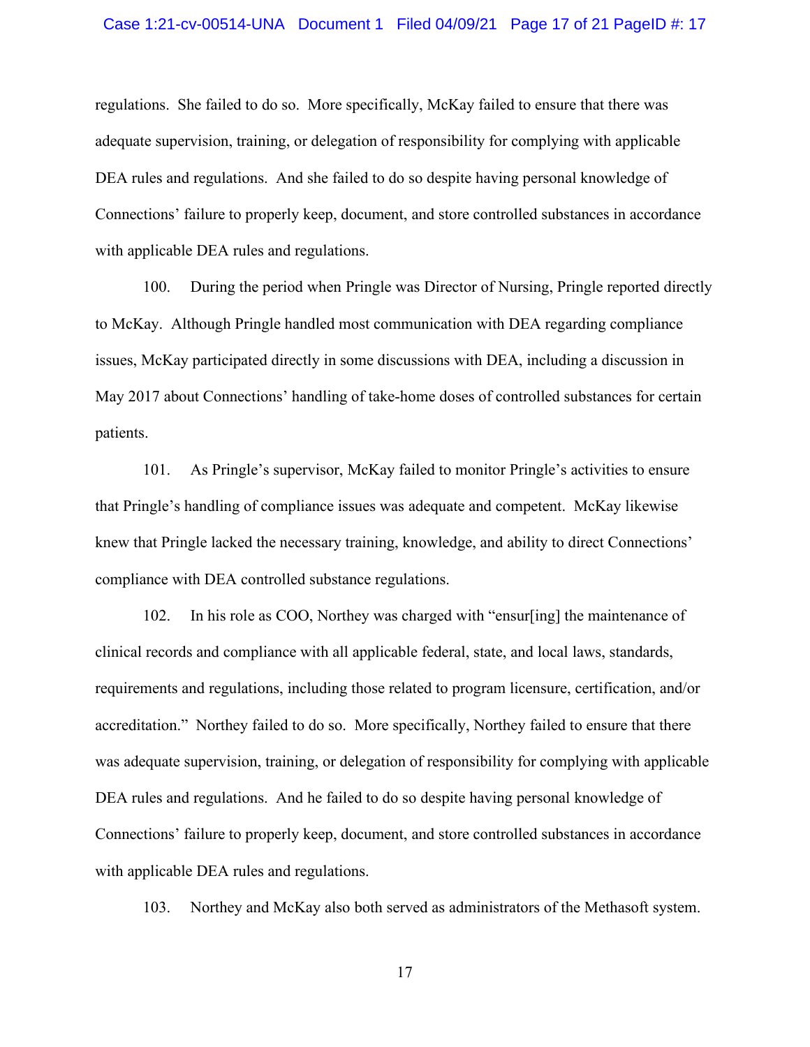regulations. She failed to do so. More specifically, McKay failed to ensure that there was adequate supervision, training, or delegation of responsibility for complying with applicable DEA rules and regulations. And she failed to do so despite having personal knowledge of Connections' failure to properly keep, document, and store controlled substances in accordance with applicable DEA rules and regulations.

100. During the period when Pringle was Director of Nursing, Pringle reported directly to McKay. Although Pringle handled most communication with DEA regarding compliance issues, McKay participated directly in some discussions with DEA, including a discussion in May 2017 about Connections' handling of take-home doses of controlled substances for certain patients.

101. As Pringle's supervisor, McKay failed to monitor Pringle's activities to ensure that Pringle's handling of compliance issues was adequate and competent. McKay likewise knew that Pringle lacked the necessary training, knowledge, and ability to direct Connections' compliance with DEA controlled substance regulations.

102. In his role as COO, Northey was charged with "ensur[ing] the maintenance of clinical records and compliance with all applicable federal, state, and local laws, standards, requirements and regulations, including those related to program licensure, certification, and/or accreditation." Northey failed to do so. More specifically, Northey failed to ensure that there was adequate supervision, training, or delegation of responsibility for complying with applicable DEA rules and regulations. And he failed to do so despite having personal knowledge of Connections' failure to properly keep, document, and store controlled substances in accordance with applicable DEA rules and regulations.

103. Northey and McKay also both served as administrators of the Methasoft system.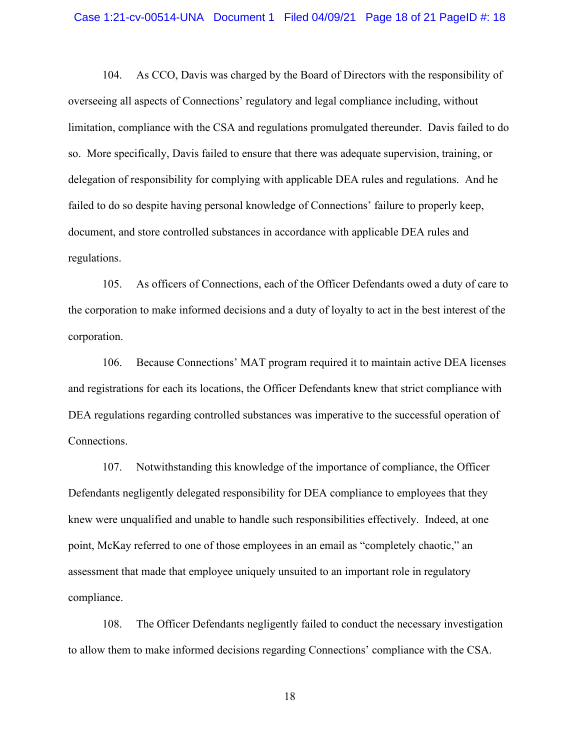104. As CCO, Davis was charged by the Board of Directors with the responsibility of overseeing all aspects of Connections' regulatory and legal compliance including, without limitation, compliance with the CSA and regulations promulgated thereunder. Davis failed to do so. More specifically, Davis failed to ensure that there was adequate supervision, training, or delegation of responsibility for complying with applicable DEA rules and regulations. And he failed to do so despite having personal knowledge of Connections' failure to properly keep, document, and store controlled substances in accordance with applicable DEA rules and regulations.

105. As officers of Connections, each of the Officer Defendants owed a duty of care to the corporation to make informed decisions and a duty of loyalty to act in the best interest of the corporation.

106. Because Connections' MAT program required it to maintain active DEA licenses and registrations for each its locations, the Officer Defendants knew that strict compliance with DEA regulations regarding controlled substances was imperative to the successful operation of Connections.

107. Notwithstanding this knowledge of the importance of compliance, the Officer Defendants negligently delegated responsibility for DEA compliance to employees that they knew were unqualified and unable to handle such responsibilities effectively. Indeed, at one point, McKay referred to one of those employees in an email as "completely chaotic," an assessment that made that employee uniquely unsuited to an important role in regulatory compliance.

108. The Officer Defendants negligently failed to conduct the necessary investigation to allow them to make informed decisions regarding Connections' compliance with the CSA.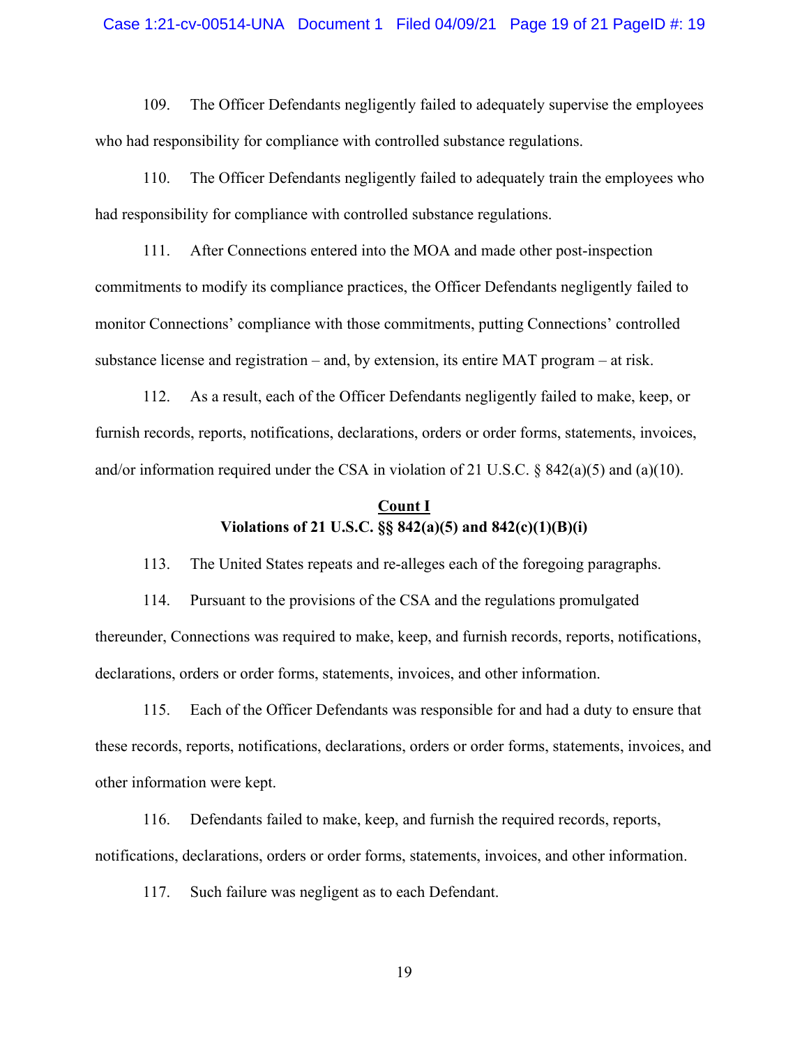109. The Officer Defendants negligently failed to adequately supervise the employees who had responsibility for compliance with controlled substance regulations.

110. The Officer Defendants negligently failed to adequately train the employees who had responsibility for compliance with controlled substance regulations.

111. After Connections entered into the MOA and made other post-inspection commitments to modify its compliance practices, the Officer Defendants negligently failed to monitor Connections' compliance with those commitments, putting Connections' controlled substance license and registration – and, by extension, its entire MAT program – at risk.

112. As a result, each of the Officer Defendants negligently failed to make, keep, or furnish records, reports, notifications, declarations, orders or order forms, statements, invoices, and/or information required under the CSA in violation of 21 U.S.C. § 842(a)(5) and (a)(10).

## Count I
## Violations of 21 U.S.C. §§ 842(a)(5) and 842(c)(1)(B)(i)

113. The United States repeats and re-alleges each of the foregoing paragraphs.

114. Pursuant to the provisions of the CSA and the regulations promulgated thereunder, Connections was required to make, keep, and furnish records, reports, notifications, declarations, orders or order forms, statements, invoices, and other information.

115. Each of the Officer Defendants was responsible for and had a duty to ensure that these records, reports, notifications, declarations, orders or order forms, statements, invoices, and other information were kept.

116. Defendants failed to make, keep, and furnish the required records, reports, notifications, declarations, orders or order forms, statements, invoices, and other information.

117. Such failure was negligent as to each Defendant.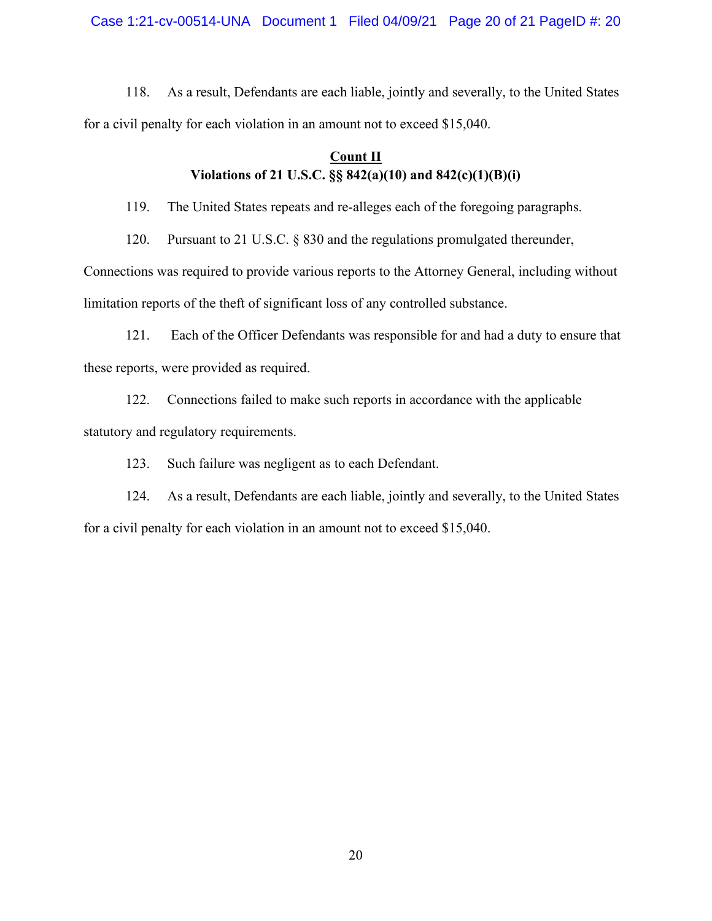118. As a result, Defendants are each liable, jointly and severally, to the United States for a civil penalty for each violation in an amount not to exceed $15,040.

**Count II**

**Violations of 21 U.S.C. §§ 842(a)(10) and 842(c)(1)(B)(i)**

119. The United States repeats and re-alleges each of the foregoing paragraphs.

120. Pursuant to 21 U.S.C. § 830 and the regulations promulgated thereunder, Connections was required to provide various reports to the Attorney General, including without limitation reports of the theft of significant loss of any controlled substance.

121. Each of the Officer Defendants was responsible for and had a duty to ensure that these reports, were provided as required.

122. Connections failed to make such reports in accordance with the applicable statutory and regulatory requirements.

123. Such failure was negligent as to each Defendant.

124. As a result, Defendants are each liable, jointly and severally, to the United States for a civil penalty for each violation in an amount not to exceed $15,040.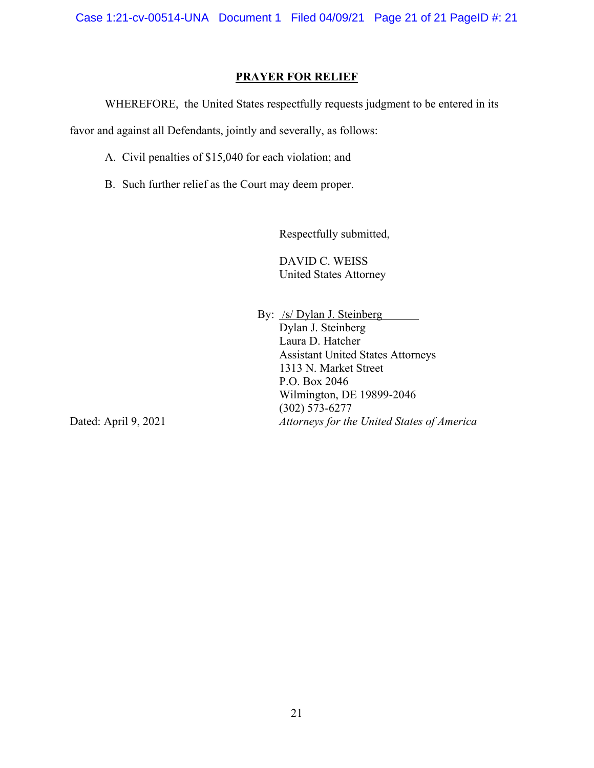## PRAYER FOR RELIEF

WHEREFORE, the United States respectfully requests judgment to be entered in its favor and against all Defendants, jointly and severally, as follows:

A. Civil penalties of $15,040 for each violation; and

B. Such further relief as the Court may deem proper.

Respectfully submitted,

DAVID C. WEISS
United States Attorney

By: /s/ Dylan J. Steinberg
Dylan J. Steinberg
Laura D. Hatcher
Assistant United States Attorneys
1313 N. Market Street
P.O. Box 2046
Wilmington, DE 19899-2046
(302) 573-6277
*Attorneys for the United States of America*

Dated: April 9, 2021